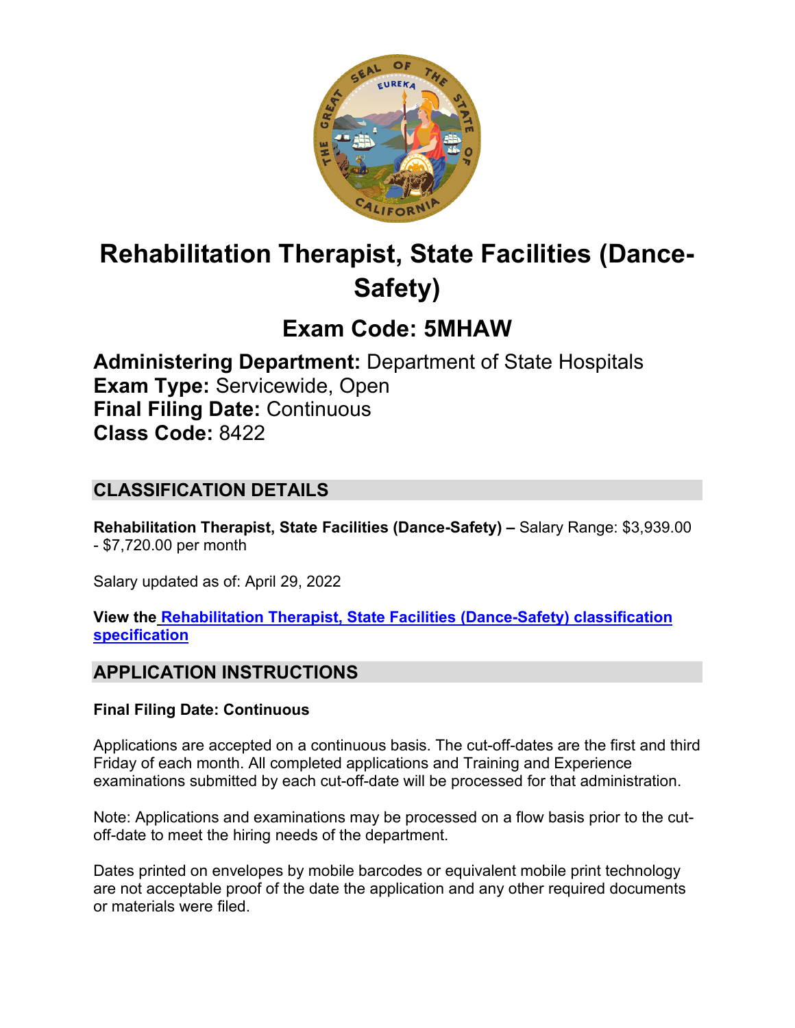# Rehabilitation Therapist, State Facilities (Dance-Safety)

## Exam Code: 5MHAW

**Administering Department:** Department of State Hospitals
**Exam Type:** Servicewide, Open
**Final Filing Date:** Continuous
**Class Code:** 8422

## CLASSIFICATION DETAILS

**Rehabilitation Therapist, State Facilities (Dance-Safety) –** Salary Range: $3,939.00 - $7,720.00 per month

Salary updated as of: April 29, 2022

**View the Rehabilitation Therapist, State Facilities (Dance-Safety) classification specification**

## APPLICATION INSTRUCTIONS

**Final Filing Date: Continuous**

Applications are accepted on a continuous basis. The cut-off-dates are the first and third Friday of each month. All completed applications and Training and Experience examinations submitted by each cut-off-date will be processed for that administration.

Note: Applications and examinations may be processed on a flow basis prior to the cut-off-date to meet the hiring needs of the department.

Dates printed on envelopes by mobile barcodes or equivalent mobile print technology are not acceptable proof of the date the application and any other required documents or materials were filed.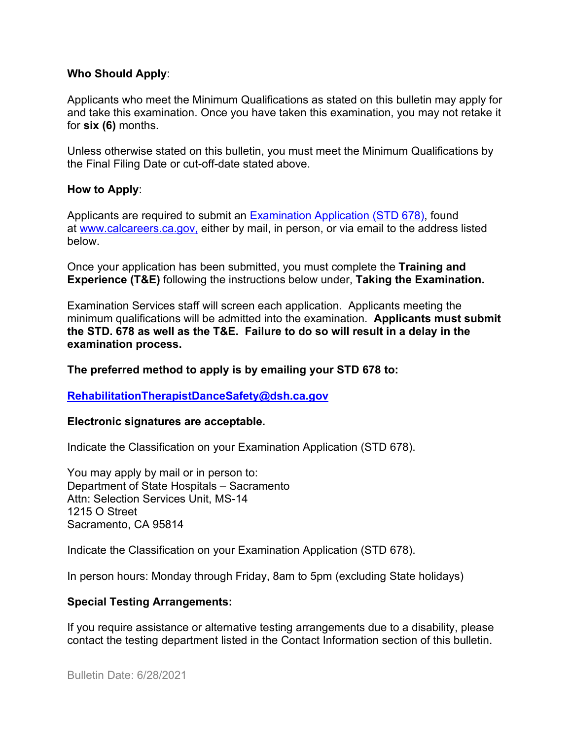**Who Should Apply**:

Applicants who meet the Minimum Qualifications as stated on this bulletin may apply for and take this examination. Once you have taken this examination, you may not retake it for **six (6)** months.

Unless otherwise stated on this bulletin, you must meet the Minimum Qualifications by the Final Filing Date or cut-off-date stated above.

**How to Apply**:

Applicants are required to submit an [Examination Application (STD 678)](), found at [www.calcareers.ca.gov,]() either by mail, in person, or via email to the address listed below.

Once your application has been submitted, you must complete the **Training and Experience (T&E)** following the instructions below under, **Taking the Examination.**

Examination Services staff will screen each application. Applicants meeting the minimum qualifications will be admitted into the examination. **Applicants must submit the STD. 678 as well as the T&E. Failure to do so will result in a delay in the examination process.**

**The preferred method to apply is by emailing your STD 678 to:**

**RehabilitationTherapistDanceSafety@dsh.ca.gov**

**Electronic signatures are acceptable.**

Indicate the Classification on your Examination Application (STD 678).

You may apply by mail or in person to:
Department of State Hospitals – Sacramento
Attn: Selection Services Unit, MS-14
1215 O Street
Sacramento, CA 95814

Indicate the Classification on your Examination Application (STD 678).

In person hours: Monday through Friday, 8am to 5pm (excluding State holidays)

**Special Testing Arrangements:**

If you require assistance or alternative testing arrangements due to a disability, please contact the testing department listed in the Contact Information section of this bulletin.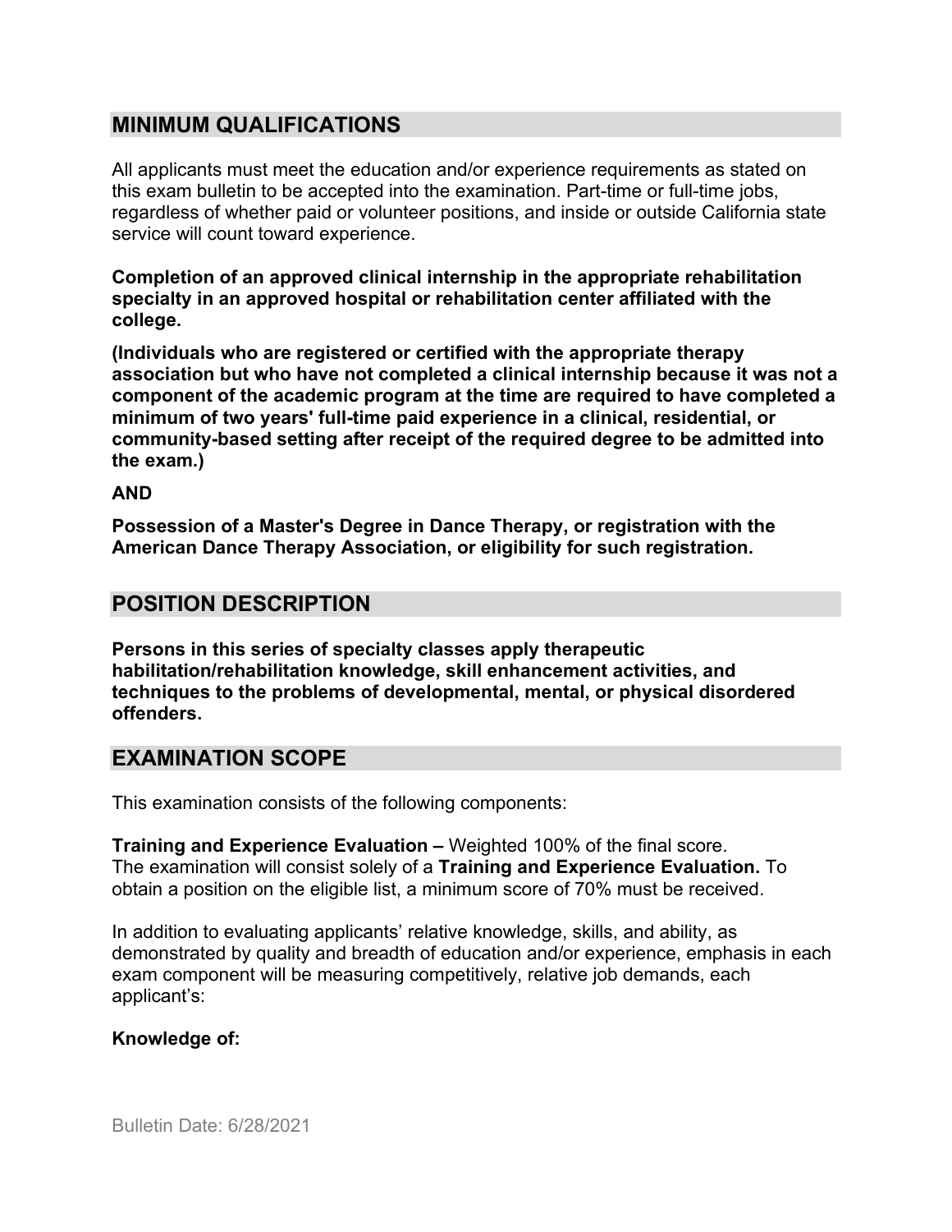## MINIMUM QUALIFICATIONS

All applicants must meet the education and/or experience requirements as stated on this exam bulletin to be accepted into the examination. Part-time or full-time jobs, regardless of whether paid or volunteer positions, and inside or outside California state service will count toward experience.

**Completion of an approved clinical internship in the appropriate rehabilitation specialty in an approved hospital or rehabilitation center affiliated with the college.**

**(Individuals who are registered or certified with the appropriate therapy association but who have not completed a clinical internship because it was not a component of the academic program at the time are required to have completed a minimum of two years' full-time paid experience in a clinical, residential, or community-based setting after receipt of the required degree to be admitted into the exam.)**

**AND**

**Possession of a Master's Degree in Dance Therapy, or registration with the American Dance Therapy Association, or eligibility for such registration.**

## POSITION DESCRIPTION

**Persons in this series of specialty classes apply therapeutic habilitation/rehabilitation knowledge, skill enhancement activities, and techniques to the problems of developmental, mental, or physical disordered offenders.**

## EXAMINATION SCOPE

This examination consists of the following components:

**Training and Experience Evaluation –** Weighted 100% of the final score.
The examination will consist solely of a **Training and Experience Evaluation.** To obtain a position on the eligible list, a minimum score of 70% must be received.

In addition to evaluating applicants' relative knowledge, skills, and ability, as demonstrated by quality and breadth of education and/or experience, emphasis in each exam component will be measuring competitively, relative job demands, each applicant's:

**Knowledge of:**

Bulletin Date: 6/28/2021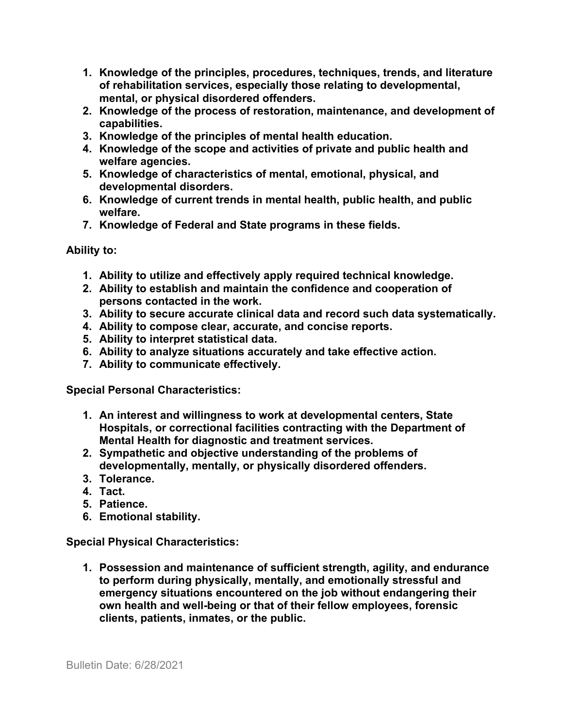1. **Knowledge of the principles, procedures, techniques, trends, and literature of rehabilitation services, especially those relating to developmental, mental, or physical disordered offenders.**
2. **Knowledge of the process of restoration, maintenance, and development of capabilities.**
3. **Knowledge of the principles of mental health education.**
4. **Knowledge of the scope and activities of private and public health and welfare agencies.**
5. **Knowledge of characteristics of mental, emotional, physical, and developmental disorders.**
6. **Knowledge of current trends in mental health, public health, and public welfare.**
7. **Knowledge of Federal and State programs in these fields.**

**Ability to:**

1. **Ability to utilize and effectively apply required technical knowledge.**
2. **Ability to establish and maintain the confidence and cooperation of persons contacted in the work.**
3. **Ability to secure accurate clinical data and record such data systematically.**
4. **Ability to compose clear, accurate, and concise reports.**
5. **Ability to interpret statistical data.**
6. **Ability to analyze situations accurately and take effective action.**
7. **Ability to communicate effectively.**

**Special Personal Characteristics:**

1. **An interest and willingness to work at developmental centers, State Hospitals, or correctional facilities contracting with the Department of Mental Health for diagnostic and treatment services.**
2. **Sympathetic and objective understanding of the problems of developmentally, mentally, or physically disordered offenders.**
3. **Tolerance.**
4. **Tact.**
5. **Patience.**
6. **Emotional stability.**

**Special Physical Characteristics:**

1. **Possession and maintenance of sufficient strength, agility, and endurance to perform during physically, mentally, and emotionally stressful and emergency situations encountered on the job without endangering their own health and well-being or that of their fellow employees, forensic clients, patients, inmates, or the public.**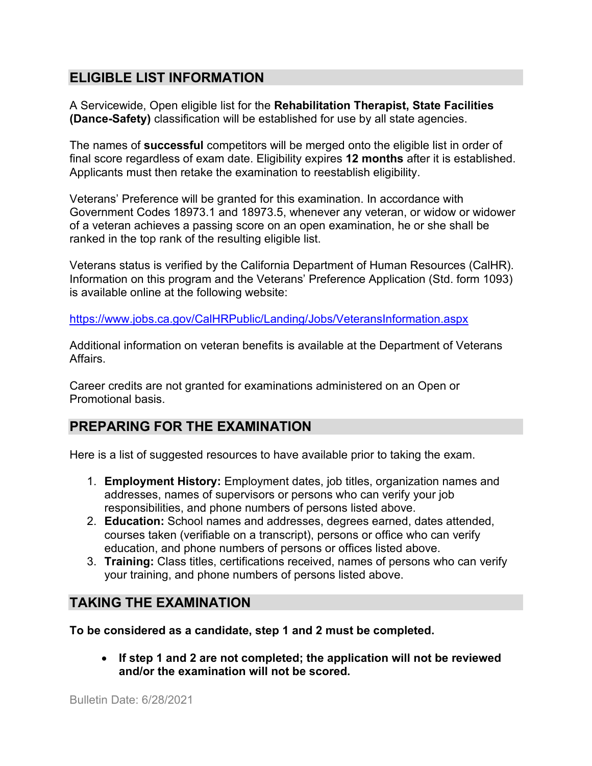## ELIGIBLE LIST INFORMATION

A Servicewide, Open eligible list for the **Rehabilitation Therapist, State Facilities (Dance-Safety)** classification will be established for use by all state agencies.

The names of **successful** competitors will be merged onto the eligible list in order of final score regardless of exam date. Eligibility expires **12 months** after it is established. Applicants must then retake the examination to reestablish eligibility.

Veterans' Preference will be granted for this examination. In accordance with Government Codes 18973.1 and 18973.5, whenever any veteran, or widow or widower of a veteran achieves a passing score on an open examination, he or she shall be ranked in the top rank of the resulting eligible list.

Veterans status is verified by the California Department of Human Resources (CalHR). Information on this program and the Veterans' Preference Application (Std. form 1093) is available online at the following website:

https://www.jobs.ca.gov/CalHRPublic/Landing/Jobs/VeteransInformation.aspx

Additional information on veteran benefits is available at the Department of Veterans Affairs.

Career credits are not granted for examinations administered on an Open or Promotional basis.

## PREPARING FOR THE EXAMINATION

Here is a list of suggested resources to have available prior to taking the exam.

1. **Employment History:** Employment dates, job titles, organization names and addresses, names of supervisors or persons who can verify your job responsibilities, and phone numbers of persons listed above.
2. **Education:** School names and addresses, degrees earned, dates attended, courses taken (verifiable on a transcript), persons or office who can verify education, and phone numbers of persons or offices listed above.
3. **Training:** Class titles, certifications received, names of persons who can verify your training, and phone numbers of persons listed above.

## TAKING THE EXAMINATION

**To be considered as a candidate, step 1 and 2 must be completed.**

- **If step 1 and 2 are not completed; the application will not be reviewed and/or the examination will not be scored.**

Bulletin Date: 6/28/2021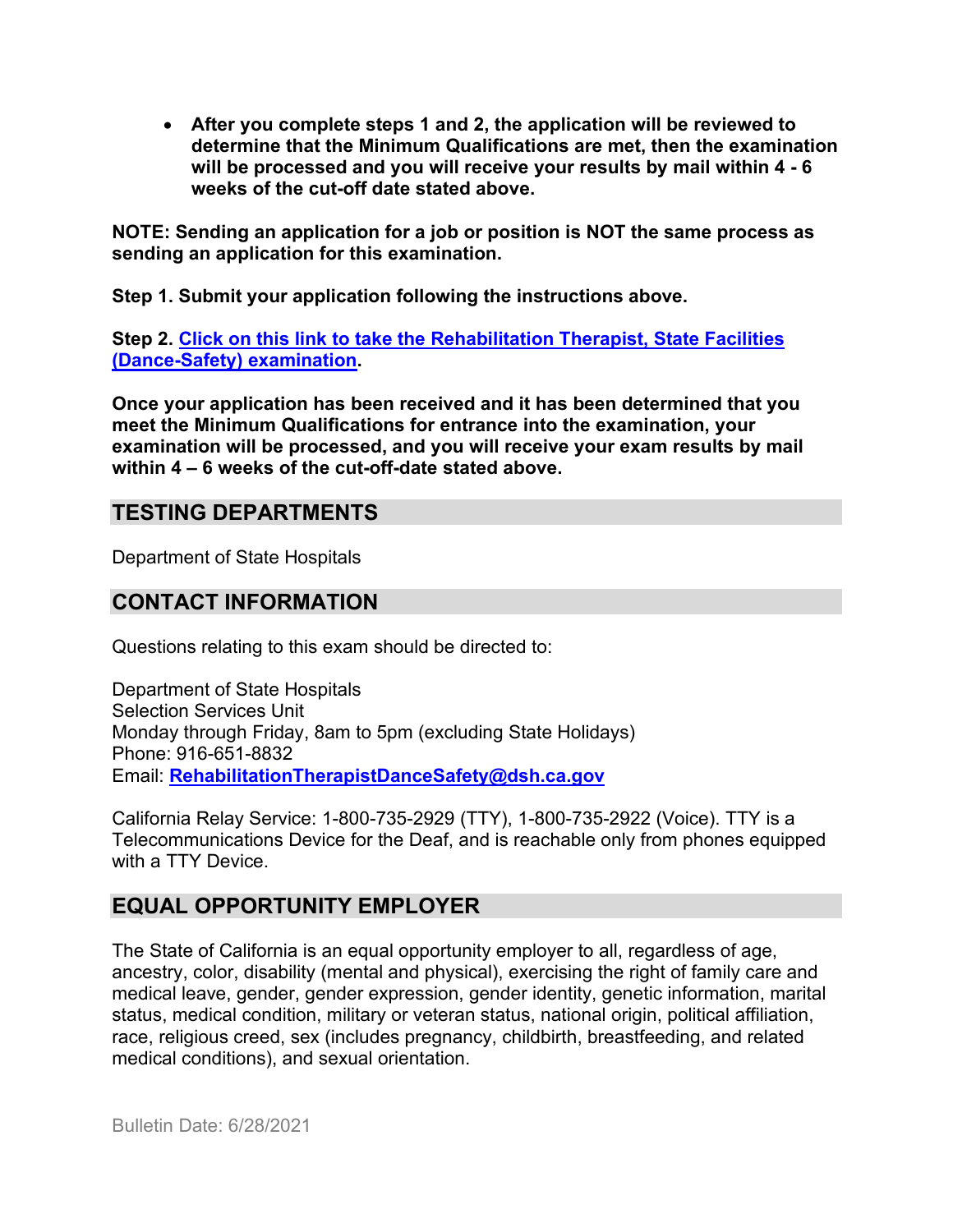- **After you complete steps 1 and 2, the application will be reviewed to determine that the Minimum Qualifications are met, then the examination will be processed and you will receive your results by mail within 4 - 6 weeks of the cut-off date stated above.**

**NOTE: Sending an application for a job or position is NOT the same process as sending an application for this examination.**

**Step 1. Submit your application following the instructions above.**

**Step 2. Click on this link to take the Rehabilitation Therapist, State Facilities (Dance-Safety) examination.**

**Once your application has been received and it has been determined that you meet the Minimum Qualifications for entrance into the examination, your examination will be processed, and you will receive your exam results by mail within 4 – 6 weeks of the cut-off-date stated above.**

## TESTING DEPARTMENTS

Department of State Hospitals

## CONTACT INFORMATION

Questions relating to this exam should be directed to:

Department of State Hospitals
Selection Services Unit
Monday through Friday, 8am to 5pm (excluding State Holidays)
Phone: 916-651-8832
Email: **RehabilitationTherapistDanceSafety@dsh.ca.gov**

California Relay Service: 1-800-735-2929 (TTY), 1-800-735-2922 (Voice). TTY is a Telecommunications Device for the Deaf, and is reachable only from phones equipped with a TTY Device.

## EQUAL OPPORTUNITY EMPLOYER

The State of California is an equal opportunity employer to all, regardless of age, ancestry, color, disability (mental and physical), exercising the right of family care and medical leave, gender, gender expression, gender identity, genetic information, marital status, medical condition, military or veteran status, national origin, political affiliation, race, religious creed, sex (includes pregnancy, childbirth, breastfeeding, and related medical conditions), and sexual orientation.

Bulletin Date: 6/28/2021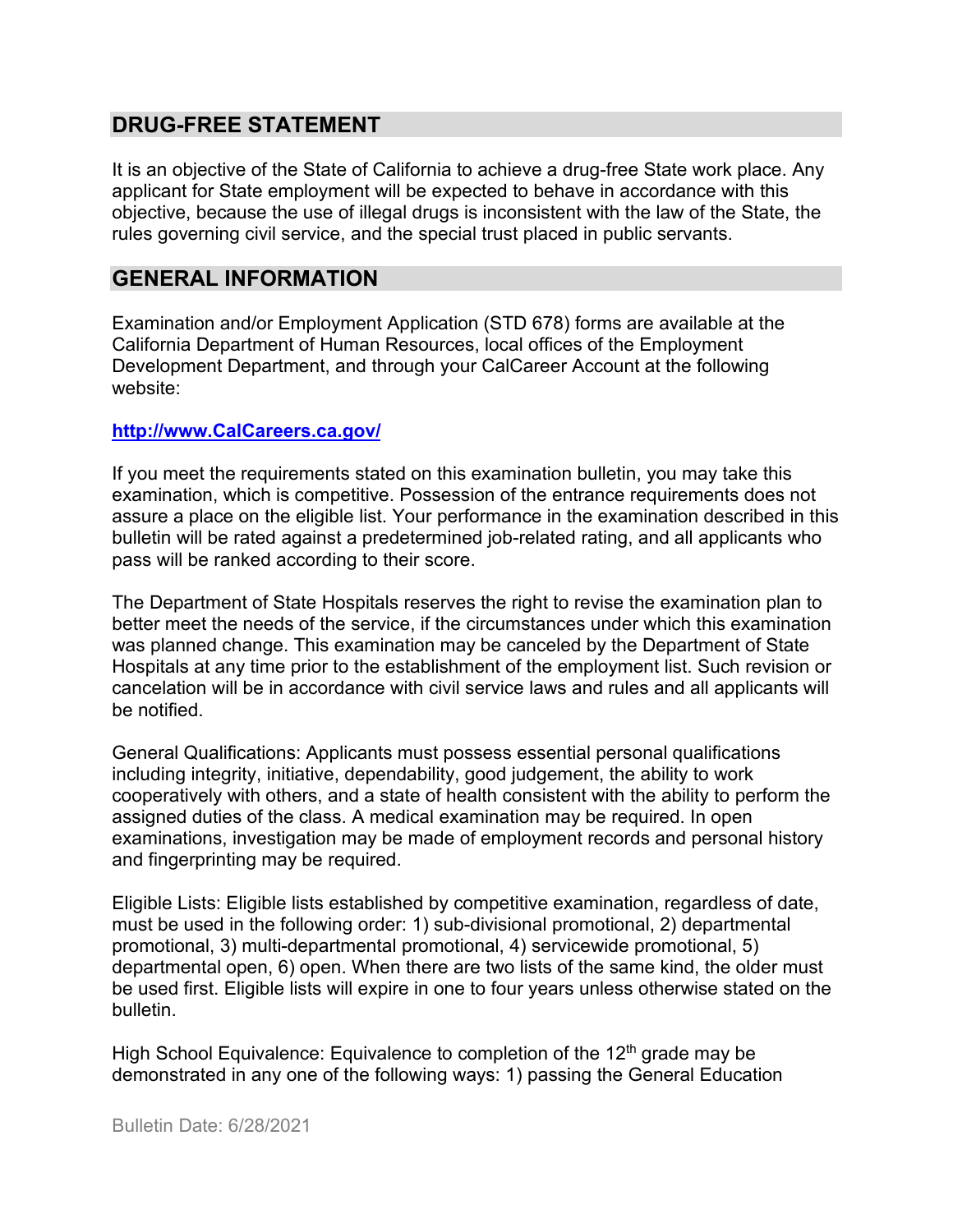## DRUG-FREE STATEMENT

It is an objective of the State of California to achieve a drug-free State work place. Any applicant for State employment will be expected to behave in accordance with this objective, because the use of illegal drugs is inconsistent with the law of the State, the rules governing civil service, and the special trust placed in public servants.

## GENERAL INFORMATION

Examination and/or Employment Application (STD 678) forms are available at the California Department of Human Resources, local offices of the Employment Development Department, and through your CalCareer Account at the following website:

**http://www.CalCareers.ca.gov/**

If you meet the requirements stated on this examination bulletin, you may take this examination, which is competitive. Possession of the entrance requirements does not assure a place on the eligible list. Your performance in the examination described in this bulletin will be rated against a predetermined job-related rating, and all applicants who pass will be ranked according to their score.

The Department of State Hospitals reserves the right to revise the examination plan to better meet the needs of the service, if the circumstances under which this examination was planned change. This examination may be canceled by the Department of State Hospitals at any time prior to the establishment of the employment list. Such revision or cancelation will be in accordance with civil service laws and rules and all applicants will be notified.

General Qualifications: Applicants must possess essential personal qualifications including integrity, initiative, dependability, good judgement, the ability to work cooperatively with others, and a state of health consistent with the ability to perform the assigned duties of the class. A medical examination may be required. In open examinations, investigation may be made of employment records and personal history and fingerprinting may be required.

Eligible Lists: Eligible lists established by competitive examination, regardless of date, must be used in the following order: 1) sub-divisional promotional, 2) departmental promotional, 3) multi-departmental promotional, 4) servicewide promotional, 5) departmental open, 6) open. When there are two lists of the same kind, the older must be used first. Eligible lists will expire in one to four years unless otherwise stated on the bulletin.

High School Equivalence: Equivalence to completion of the 12th grade may be demonstrated in any one of the following ways: 1) passing the General Education

Bulletin Date: 6/28/2021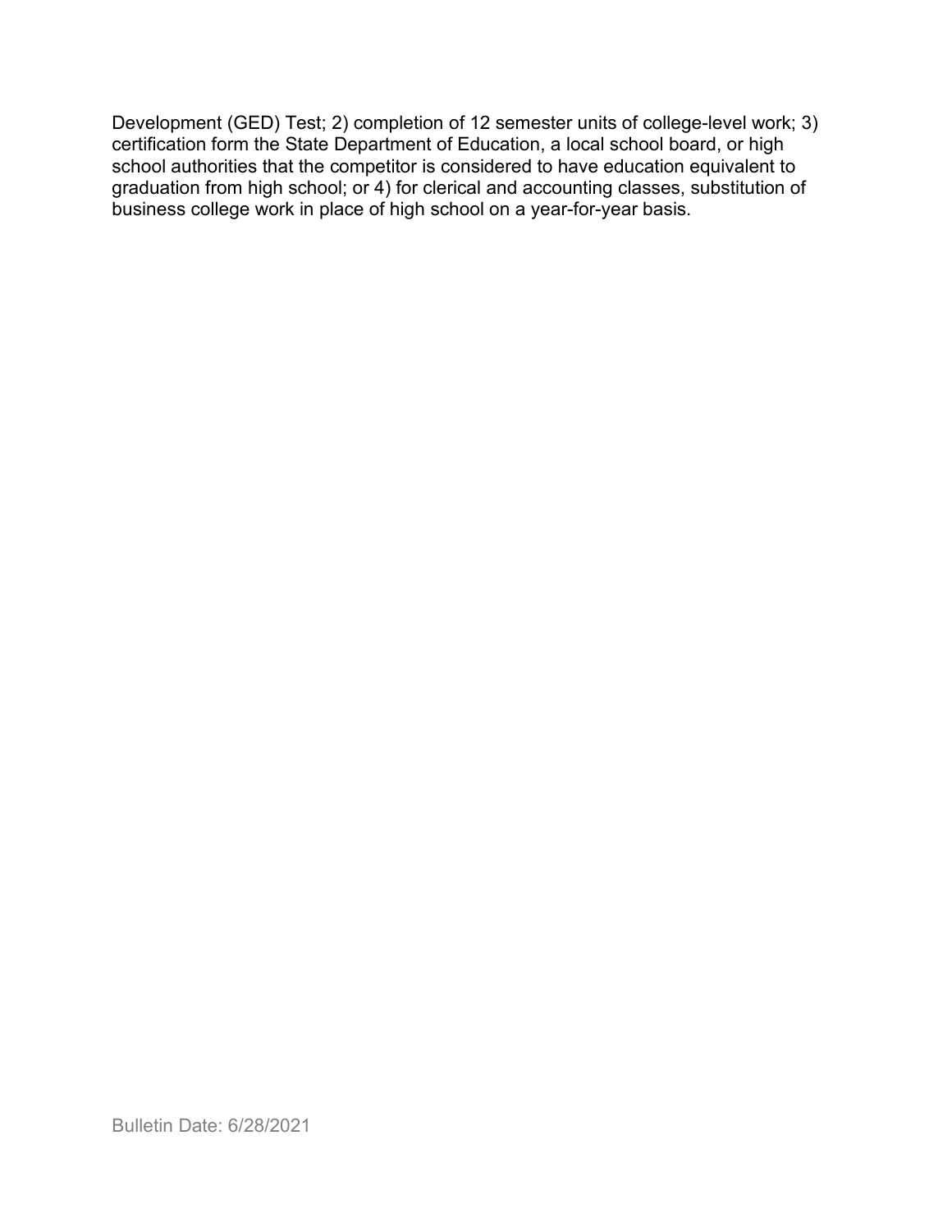Development (GED) Test; 2) completion of 12 semester units of college-level work; 3) certification form the State Department of Education, a local school board, or high school authorities that the competitor is considered to have education equivalent to graduation from high school; or 4) for clerical and accounting classes, substitution of business college work in place of high school on a year-for-year basis.

Bulletin Date: 6/28/2021